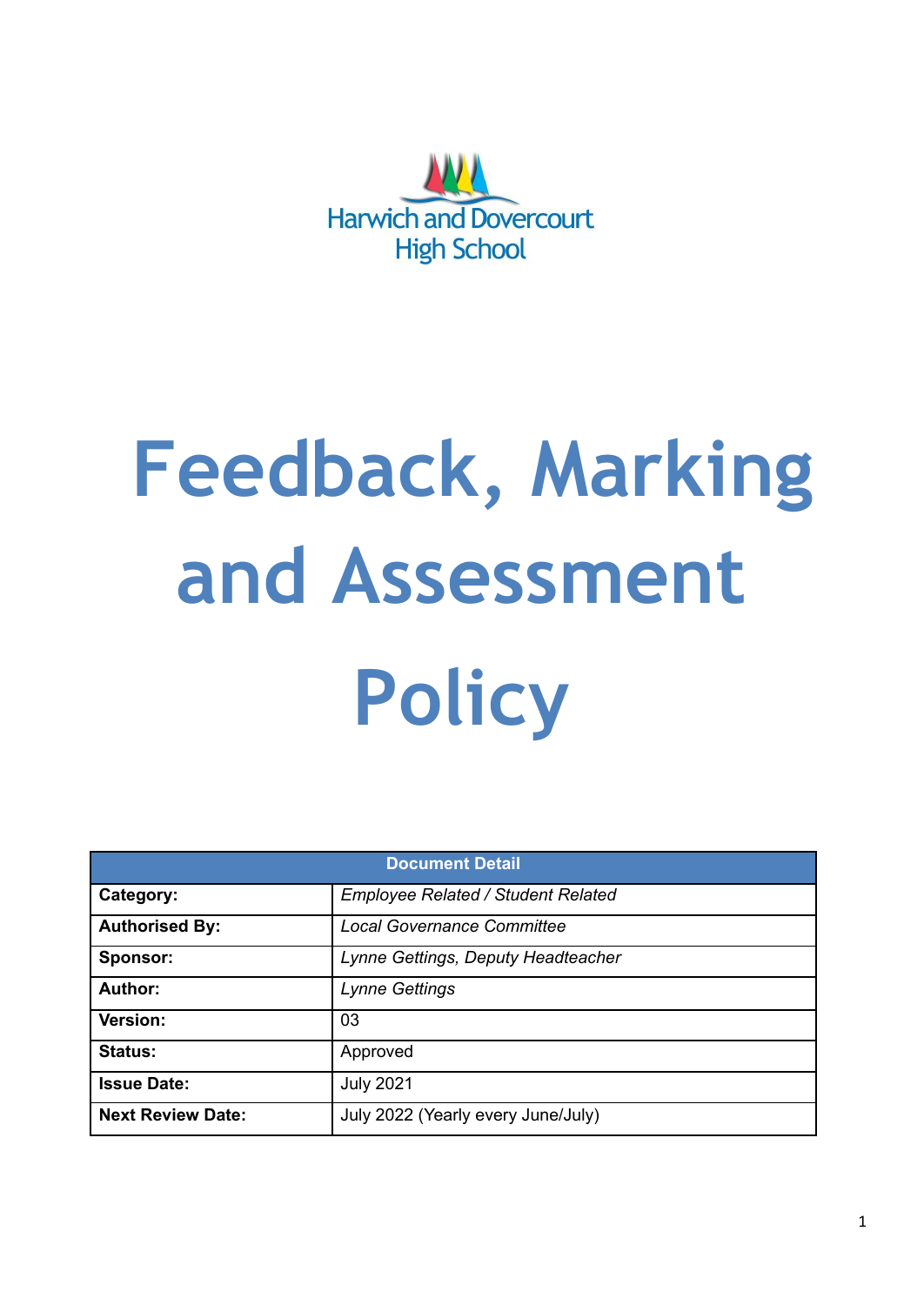Harwich and Dovercourt High School

# Feedback, Marking and Assessment Policy

| Document Detail | |
|---|---|
| **Category:** | *Employee Related / Student Related* |
| **Authorised By:** | *Local Governance Committee* |
| **Sponsor:** | *Lynne Gettings, Deputy Headteacher* |
| **Author:** | *Lynne Gettings* |
| **Version:** | 03 |
| **Status:** | Approved |
| **Issue Date:** | July 2021 |
| **Next Review Date:** | July 2022 (Yearly every June/July) |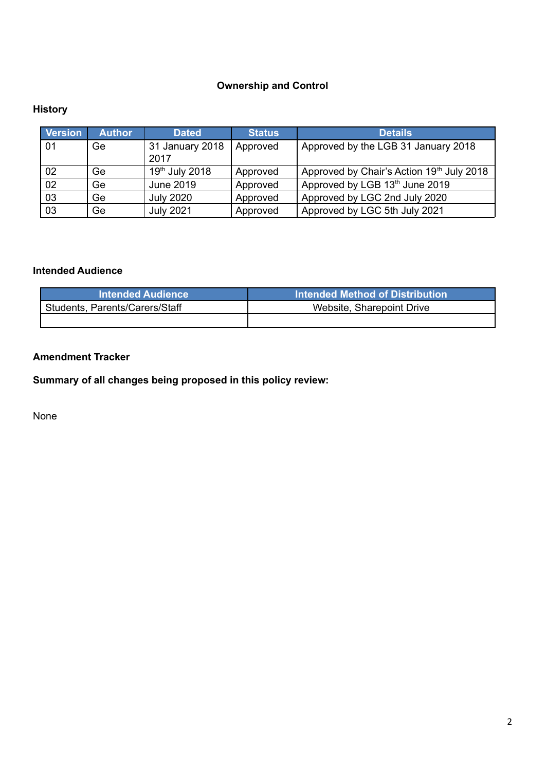**Ownership and Control**

**History**

| Version | Author | Dated | Status | Details |
|---|---|---|---|---|
| 01 | Ge | 31 January 2018 2017 | Approved | Approved by the LGB 31 January 2018 |
| 02 | Ge | 19th July 2018 | Approved | Approved by Chair's Action 19th July 2018 |
| 02 | Ge | June 2019 | Approved | Approved by LGB 13th June 2019 |
| 03 | Ge | July 2020 | Approved | Approved by LGC 2nd July 2020 |
| 03 | Ge | July 2021 | Approved | Approved by LGC 5th July 2021 |

**Intended Audience**

| Intended Audience | Intended Method of Distribution |
|---|---|
| Students, Parents/Carers/Staff | Website, Sharepoint Drive |
| | |

**Amendment Tracker**

**Summary of all changes being proposed in this policy review:**

None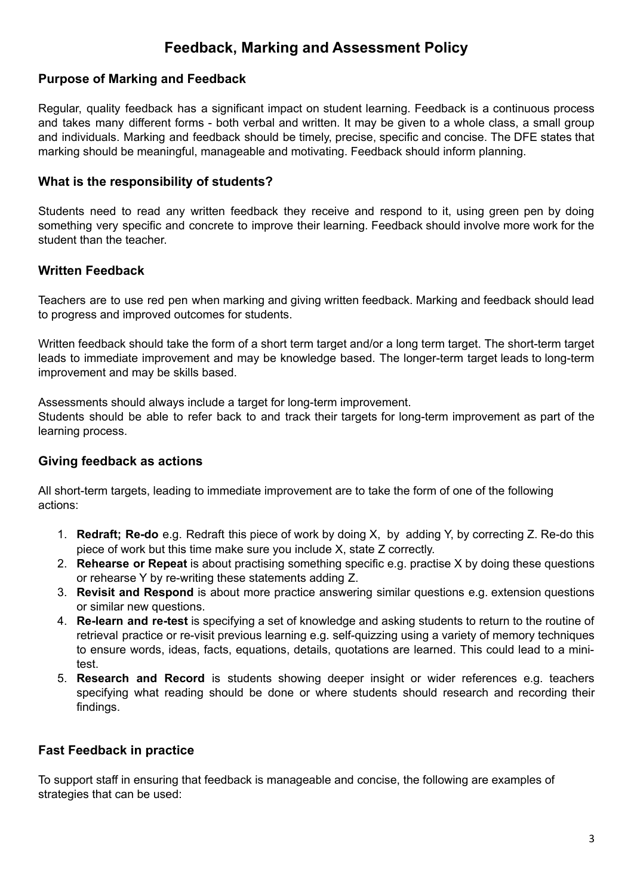# Feedback, Marking and Assessment Policy

## Purpose of Marking and Feedback

Regular, quality feedback has a significant impact on student learning. Feedback is a continuous process and takes many different forms - both verbal and written. It may be given to a whole class, a small group and individuals. Marking and feedback should be timely, precise, specific and concise. The DFE states that marking should be meaningful, manageable and motivating. Feedback should inform planning.

## What is the responsibility of students?

Students need to read any written feedback they receive and respond to it, using green pen by doing something very specific and concrete to improve their learning. Feedback should involve more work for the student than the teacher.

## Written Feedback

Teachers are to use red pen when marking and giving written feedback. Marking and feedback should lead to progress and improved outcomes for students.

Written feedback should take the form of a short term target and/or a long term target. The short-term target leads to immediate improvement and may be knowledge based. The longer-term target leads to long-term improvement and may be skills based.

Assessments should always include a target for long-term improvement.
Students should be able to refer back to and track their targets for long-term improvement as part of the learning process.

## Giving feedback as actions

All short-term targets, leading to immediate improvement are to take the form of one of the following actions:

1. **Redraft; Re-do** e.g. Redraft this piece of work by doing X, by adding Y, by correcting Z. Re-do this piece of work but this time make sure you include X, state Z correctly.
2. **Rehearse or Repeat** is about practising something specific e.g. practise X by doing these questions or rehearse Y by re-writing these statements adding Z.
3. **Revisit and Respond** is about more practice answering similar questions e.g. extension questions or similar new questions.
4. **Re-learn and re-test** is specifying a set of knowledge and asking students to return to the routine of retrieval practice or re-visit previous learning e.g. self-quizzing using a variety of memory techniques to ensure words, ideas, facts, equations, details, quotations are learned. This could lead to a mini-test.
5. **Research and Record** is students showing deeper insight or wider references e.g. teachers specifying what reading should be done or where students should research and recording their findings.

## Fast Feedback in practice

To support staff in ensuring that feedback is manageable and concise, the following are examples of strategies that can be used: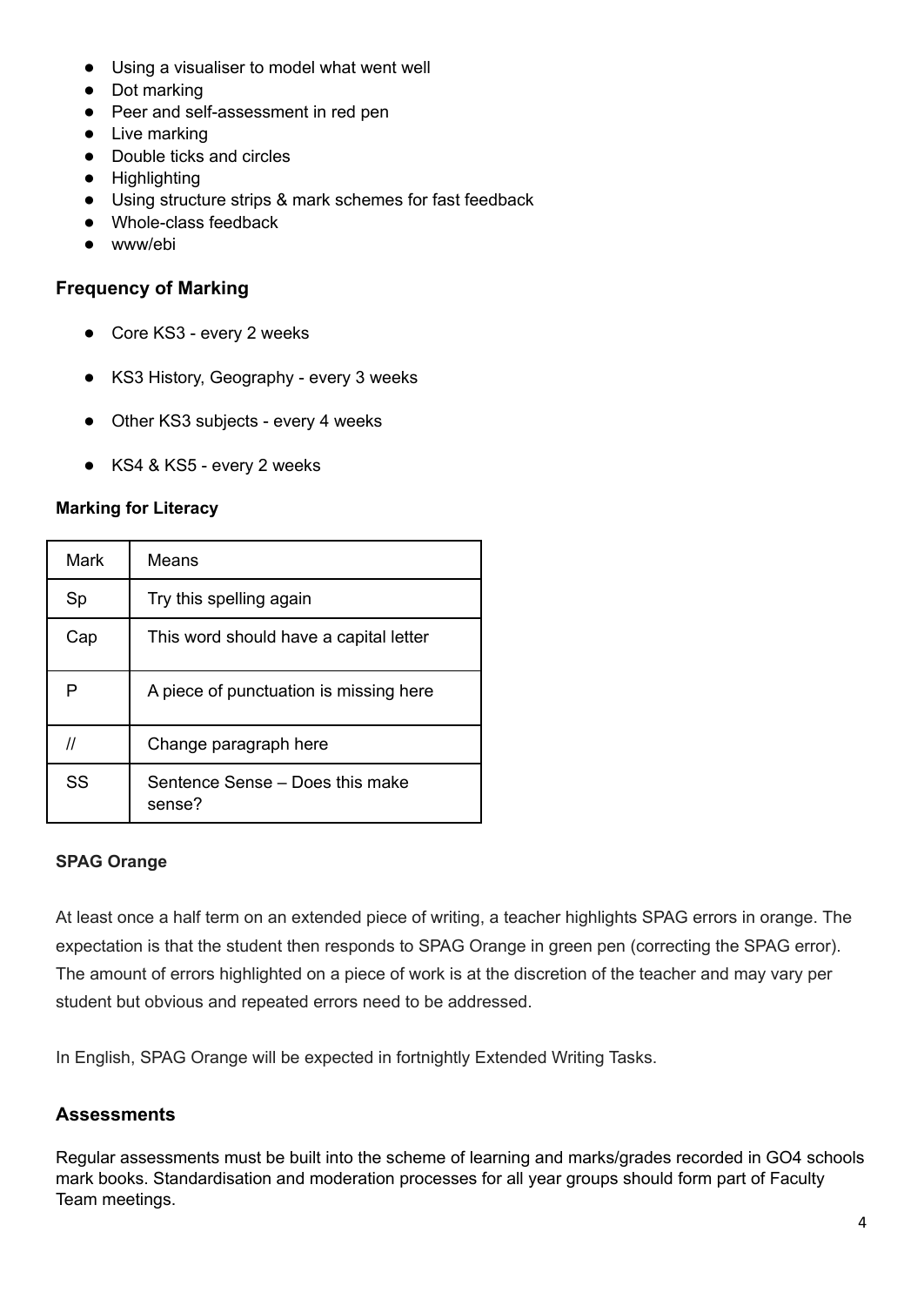- Using a visualiser to model what went well
- Dot marking
- Peer and self-assessment in red pen
- Live marking
- Double ticks and circles
- Highlighting
- Using structure strips & mark schemes for fast feedback
- Whole-class feedback
- www/ebi

## Frequency of Marking

- Core KS3 - every 2 weeks
- KS3 History, Geography - every 3 weeks
- Other KS3 subjects - every 4 weeks
- KS4 & KS5 - every 2 weeks

### Marking for Literacy

| Mark | Means |
|---|---|
| Sp | Try this spelling again |
| Cap | This word should have a capital letter |
| P | A piece of punctuation is missing here |
| // | Change paragraph here |
| SS | Sentence Sense – Does this make sense? |

### SPAG Orange

At least once a half term on an extended piece of writing, a teacher highlights SPAG errors in orange. The expectation is that the student then responds to SPAG Orange in green pen (correcting the SPAG error). The amount of errors highlighted on a piece of work is at the discretion of the teacher and may vary per student but obvious and repeated errors need to be addressed.

In English, SPAG Orange will be expected in fortnightly Extended Writing Tasks.

## Assessments

Regular assessments must be built into the scheme of learning and marks/grades recorded in GO4 schools mark books. Standardisation and moderation processes for all year groups should form part of Faculty Team meetings.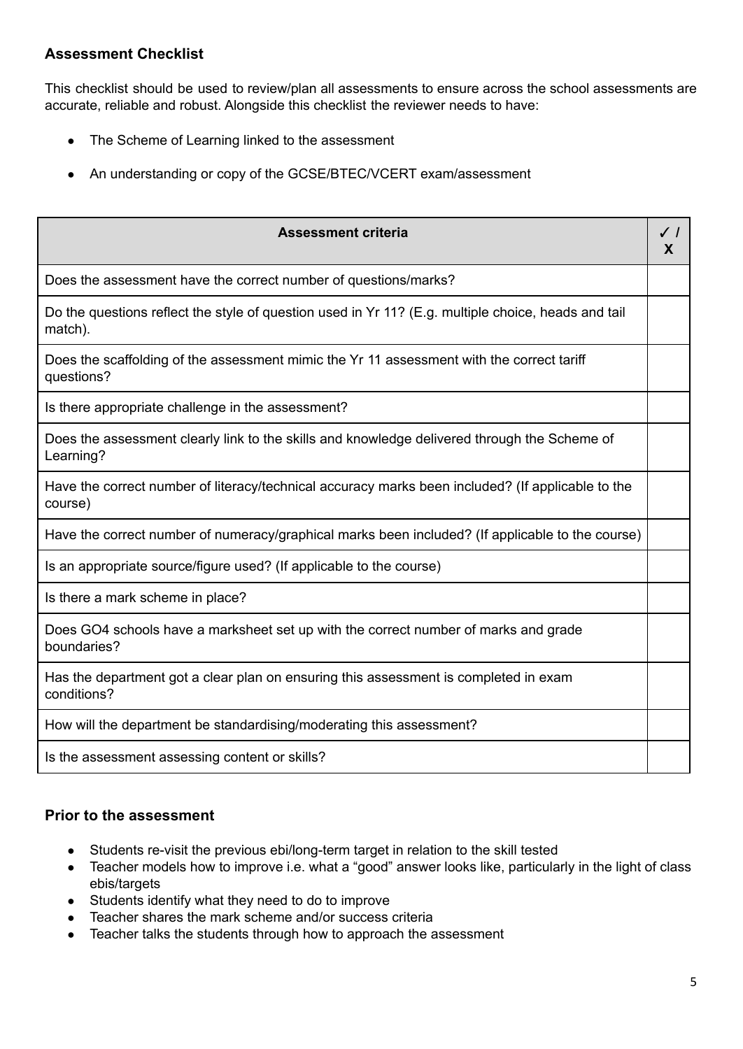## Assessment Checklist

This checklist should be used to review/plan all assessments to ensure across the school assessments are accurate, reliable and robust. Alongside this checklist the reviewer needs to have:

- The Scheme of Learning linked to the assessment
- An understanding or copy of the GCSE/BTEC/VCERT exam/assessment

| Assessment criteria | ✓ / X |
|---|---|
| Does the assessment have the correct number of questions/marks? | |
| Do the questions reflect the style of question used in Yr 11? (E.g. multiple choice, heads and tail match). | |
| Does the scaffolding of the assessment mimic the Yr 11 assessment with the correct tariff questions? | |
| Is there appropriate challenge in the assessment? | |
| Does the assessment clearly link to the skills and knowledge delivered through the Scheme of Learning? | |
| Have the correct number of literacy/technical accuracy marks been included? (If applicable to the course) | |
| Have the correct number of numeracy/graphical marks been included? (If applicable to the course) | |
| Is an appropriate source/figure used? (If applicable to the course) | |
| Is there a mark scheme in place? | |
| Does GO4 schools have a marksheet set up with the correct number of marks and grade boundaries? | |
| Has the department got a clear plan on ensuring this assessment is completed in exam conditions? | |
| How will the department be standardising/moderating this assessment? | |
| Is the assessment assessing content or skills? | |

## Prior to the assessment

- Students re-visit the previous ebi/long-term target in relation to the skill tested
- Teacher models how to improve i.e. what a "good" answer looks like, particularly in the light of class ebis/targets
- Students identify what they need to do to improve
- Teacher shares the mark scheme and/or success criteria
- Teacher talks the students through how to approach the assessment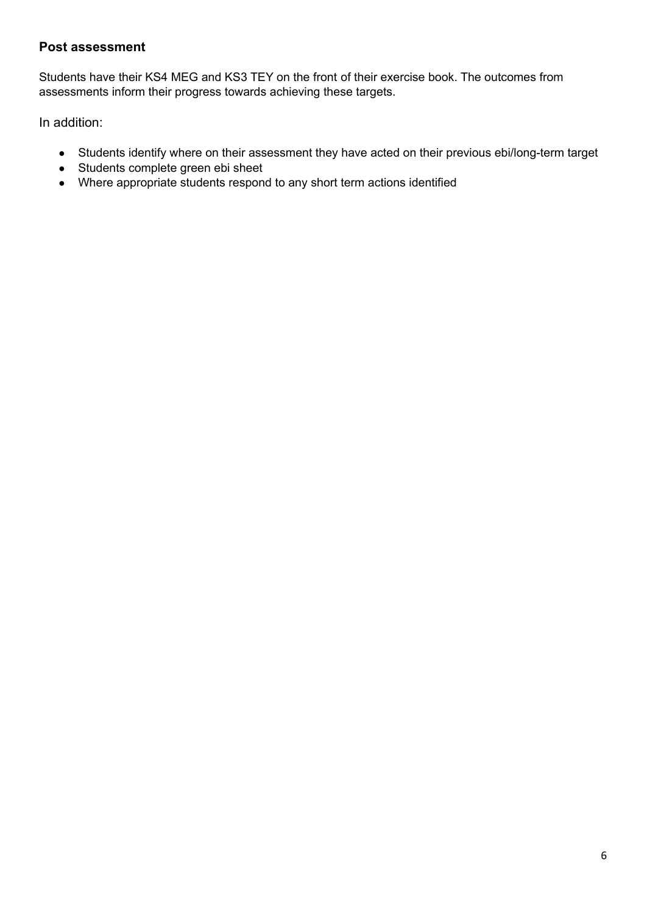**Post assessment**

Students have their KS4 MEG and KS3 TEY on the front of their exercise book. The outcomes from assessments inform their progress towards achieving these targets.

In addition:

- Students identify where on their assessment they have acted on their previous ebi/long-term target
- Students complete green ebi sheet
- Where appropriate students respond to any short term actions identified